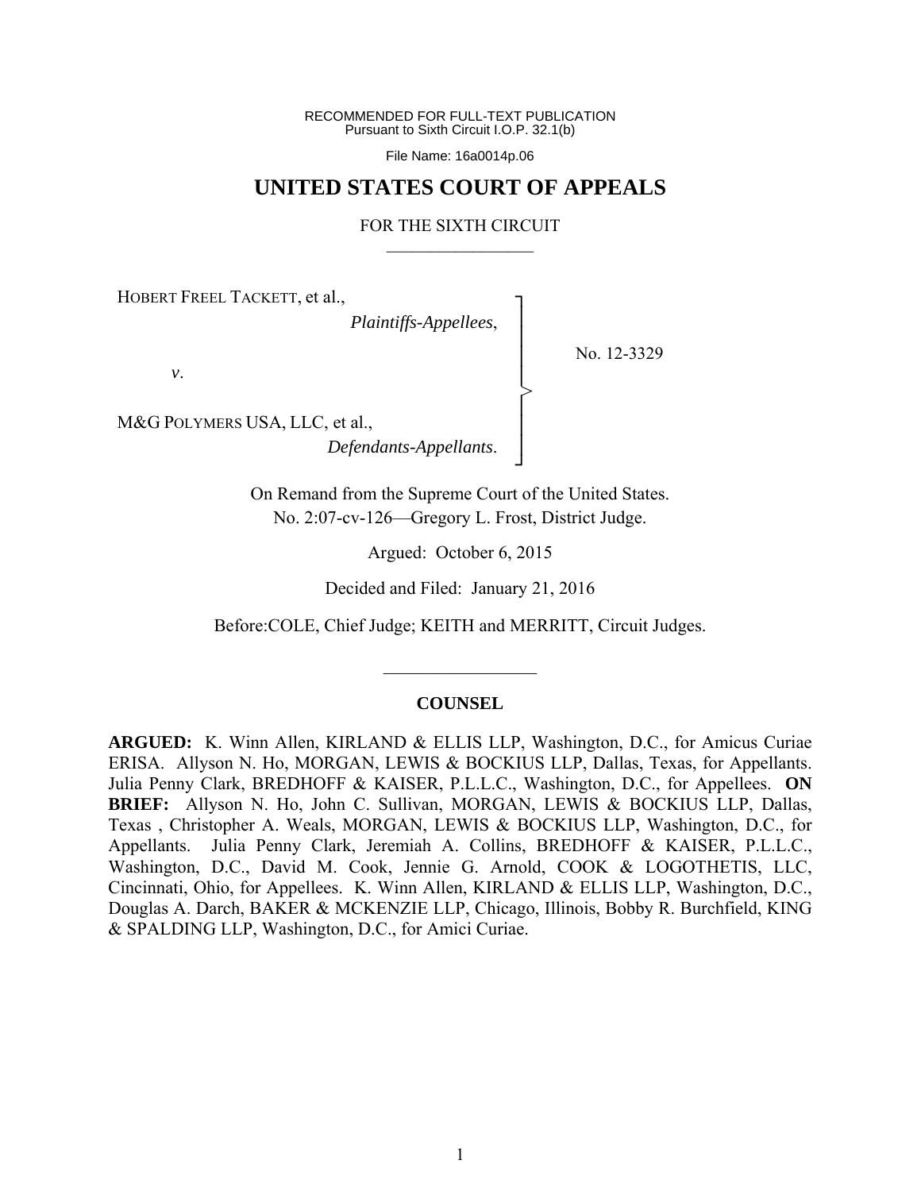RECOMMENDED FOR FULL-TEXT PUBLICATION
Pursuant to Sixth Circuit I.O.P. 32.1(b)

File Name: 16a0014p.06

# UNITED STATES COURT OF APPEALS

FOR THE SIXTH CIRCUIT

HOBERT FREEL TACKETT, et al.,
*Plaintiffs-Appellees*,

*v*.

M&G POLYMERS USA, LLC, et al.,
*Defendants-Appellants*.

No. 12-3329

On Remand from the Supreme Court of the United States.
No. 2:07-cv-126—Gregory L. Frost, District Judge.

Argued: October 6, 2015

Decided and Filed: January 21, 2016

Before:COLE, Chief Judge; KEITH and MERRITT, Circuit Judges.

## COUNSEL

**ARGUED:** K. Winn Allen, KIRLAND & ELLIS LLP, Washington, D.C., for Amicus Curiae ERISA. Allyson N. Ho, MORGAN, LEWIS & BOCKIUS LLP, Dallas, Texas, for Appellants. Julia Penny Clark, BREDHOFF & KAISER, P.L.L.C., Washington, D.C., for Appellees. **ON BRIEF:** Allyson N. Ho, John C. Sullivan, MORGAN, LEWIS & BOCKIUS LLP, Dallas, Texas , Christopher A. Weals, MORGAN, LEWIS & BOCKIUS LLP, Washington, D.C., for Appellants. Julia Penny Clark, Jeremiah A. Collins, BREDHOFF & KAISER, P.L.L.C., Washington, D.C., David M. Cook, Jennie G. Arnold, COOK & LOGOTHETIS, LLC, Cincinnati, Ohio, for Appellees. K. Winn Allen, KIRLAND & ELLIS LLP, Washington, D.C., Douglas A. Darch, BAKER & MCKENZIE LLP, Chicago, Illinois, Bobby R. Burchfield, KING & SPALDING LLP, Washington, D.C., for Amici Curiae.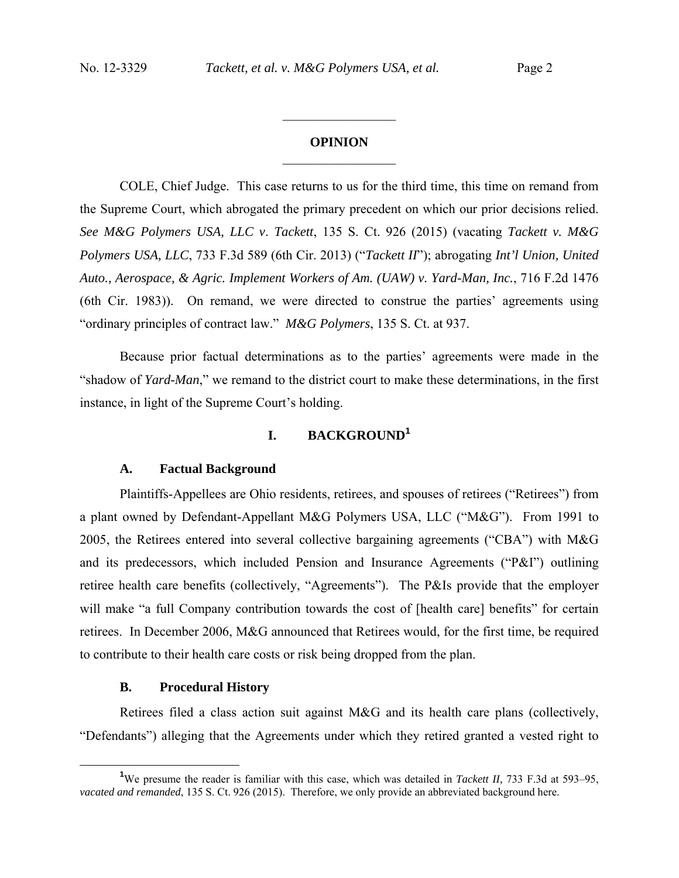## OPINION

COLE, Chief Judge. This case returns to us for the third time, this time on remand from the Supreme Court, which abrogated the primary precedent on which our prior decisions relied. *See M&G Polymers USA, LLC v. Tackett*, 135 S. Ct. 926 (2015) (vacating *Tackett v. M&G Polymers USA, LLC*, 733 F.3d 589 (6th Cir. 2013) ("*Tackett II*"); abrogating *Int'l Union, United Auto., Aerospace, & Agric. Implement Workers of Am. (UAW) v. Yard-Man, Inc.*, 716 F.2d 1476 (6th Cir. 1983)). On remand, we were directed to construe the parties' agreements using "ordinary principles of contract law." *M&G Polymers*, 135 S. Ct. at 937.

Because prior factual determinations as to the parties' agreements were made in the "shadow of *Yard-Man*," we remand to the district court to make these determinations, in the first instance, in light of the Supreme Court's holding.

## I. BACKGROUND[1]

### A. Factual Background

Plaintiffs-Appellees are Ohio residents, retirees, and spouses of retirees ("Retirees") from a plant owned by Defendant-Appellant M&G Polymers USA, LLC ("M&G"). From 1991 to 2005, the Retirees entered into several collective bargaining agreements ("CBA") with M&G and its predecessors, which included Pension and Insurance Agreements ("P&I") outlining retiree health care benefits (collectively, "Agreements"). The P&Is provide that the employer will make "a full Company contribution towards the cost of [health care] benefits" for certain retirees. In December 2006, M&G announced that Retirees would, for the first time, be required to contribute to their health care costs or risk being dropped from the plan.

### B. Procedural History

Retirees filed a class action suit against M&G and its health care plans (collectively, "Defendants") alleging that the Agreements under which they retired granted a vested right to

[1] We presume the reader is familiar with this case, which was detailed in *Tackett II*, 733 F.3d at 593–95, *vacated and remanded*, 135 S. Ct. 926 (2015). Therefore, we only provide an abbreviated background here.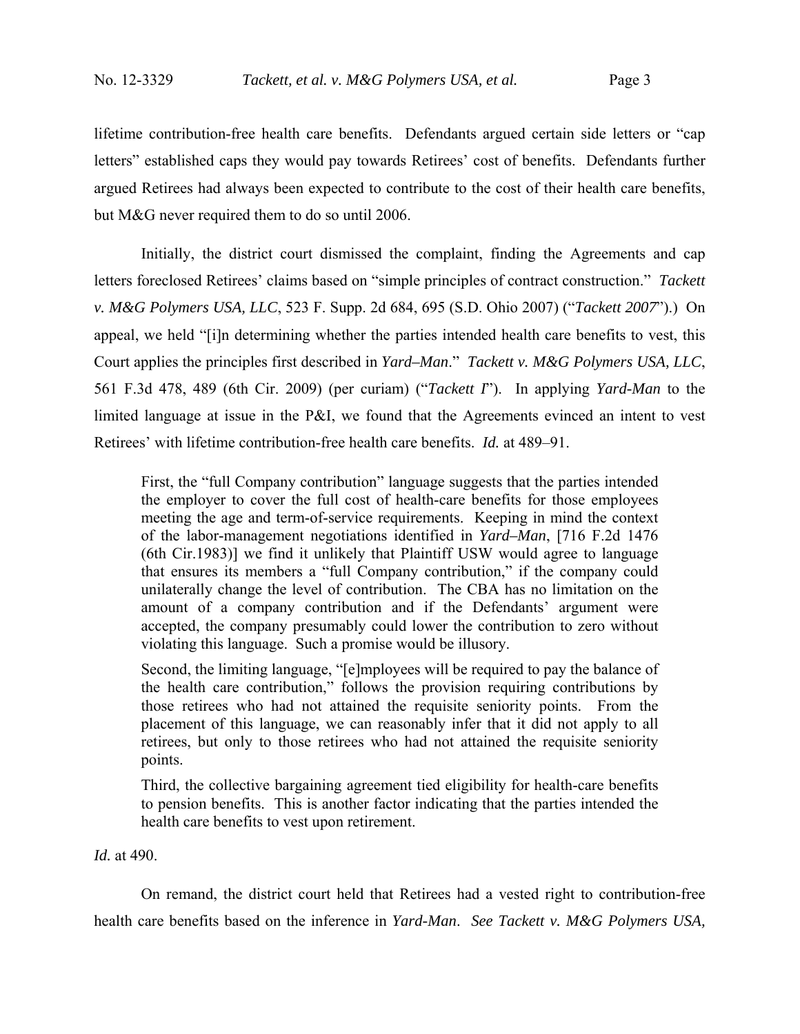lifetime contribution-free health care benefits. Defendants argued certain side letters or "cap letters" established caps they would pay towards Retirees' cost of benefits. Defendants further argued Retirees had always been expected to contribute to the cost of their health care benefits, but M&G never required them to do so until 2006.

Initially, the district court dismissed the complaint, finding the Agreements and cap letters foreclosed Retirees' claims based on "simple principles of contract construction." *Tackett v. M&G Polymers USA, LLC*, 523 F. Supp. 2d 684, 695 (S.D. Ohio 2007) ("*Tackett 2007*").) On appeal, we held "[i]n determining whether the parties intended health care benefits to vest, this Court applies the principles first described in *Yard–Man*." *Tackett v. M&G Polymers USA, LLC*, 561 F.3d 478, 489 (6th Cir. 2009) (per curiam) ("*Tackett I*"). In applying *Yard-Man* to the limited language at issue in the P&I, we found that the Agreements evinced an intent to vest Retirees' with lifetime contribution-free health care benefits. *Id.* at 489–91.

> First, the "full Company contribution" language suggests that the parties intended the employer to cover the full cost of health-care benefits for those employees meeting the age and term-of-service requirements. Keeping in mind the context of the labor-management negotiations identified in *Yard–Man*, [716 F.2d 1476 (6th Cir.1983)] we find it unlikely that Plaintiff USW would agree to language that ensures its members a "full Company contribution," if the company could unilaterally change the level of contribution. The CBA has no limitation on the amount of a company contribution and if the Defendants' argument were accepted, the company presumably could lower the contribution to zero without violating this language. Such a promise would be illusory.
>
> Second, the limiting language, "[e]mployees will be required to pay the balance of the health care contribution," follows the provision requiring contributions by those retirees who had not attained the requisite seniority points. From the placement of this language, we can reasonably infer that it did not apply to all retirees, but only to those retirees who had not attained the requisite seniority points.
>
> Third, the collective bargaining agreement tied eligibility for health-care benefits to pension benefits. This is another factor indicating that the parties intended the health care benefits to vest upon retirement.

*Id.* at 490.

On remand, the district court held that Retirees had a vested right to contribution-free health care benefits based on the inference in *Yard-Man*. *See Tackett v. M&G Polymers USA,*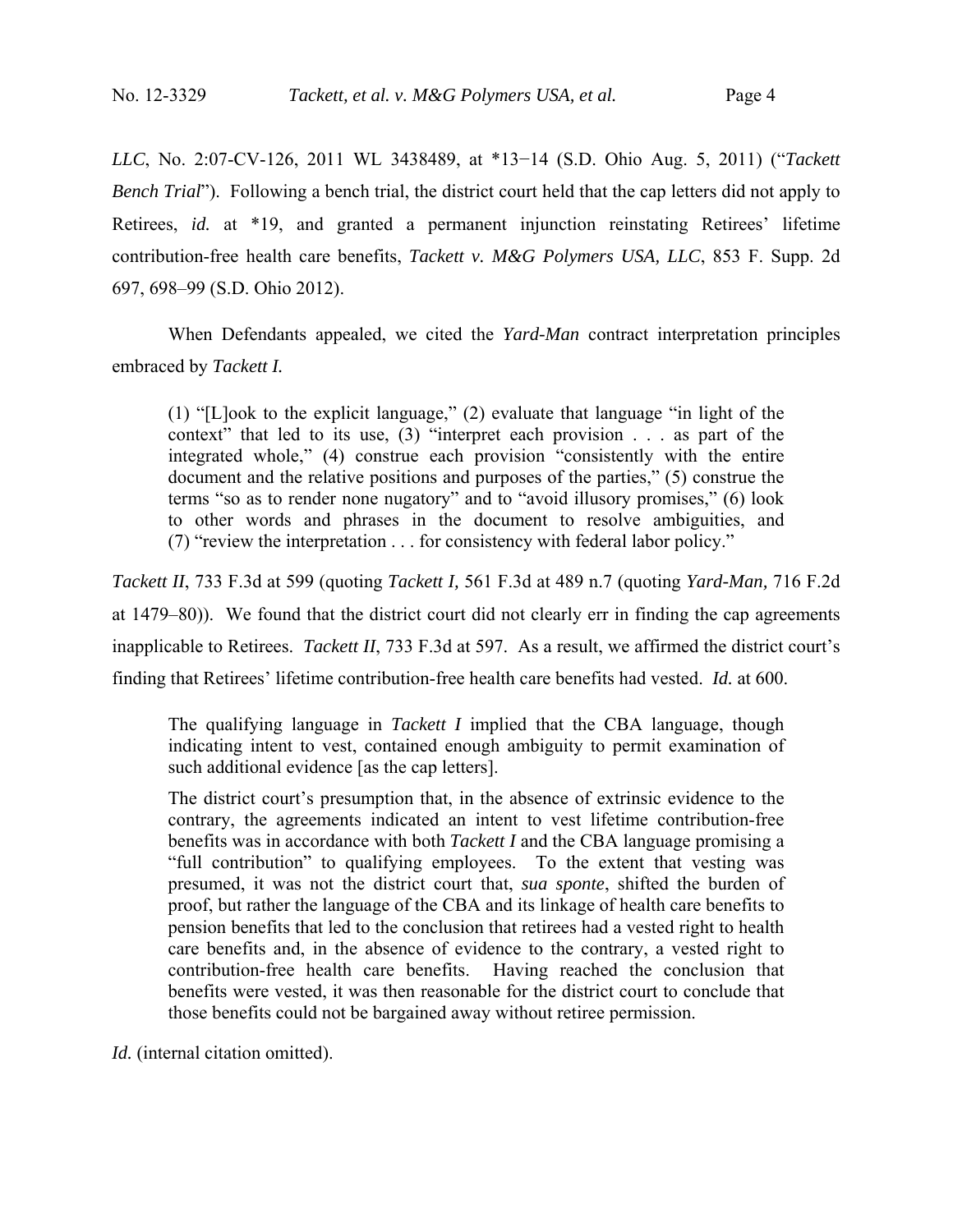*LLC*, No. 2:07-CV-126, 2011 WL 3438489, at *13−14 (S.D. Ohio Aug. 5, 2011) ("*Tackett Bench Trial*"). Following a bench trial, the district court held that the cap letters did not apply to Retirees, *id.* at *19, and granted a permanent injunction reinstating Retirees' lifetime contribution-free health care benefits, *Tackett v. M&G Polymers USA, LLC*, 853 F. Supp. 2d 697, 698–99 (S.D. Ohio 2012).

When Defendants appealed, we cited the *Yard-Man* contract interpretation principles embraced by *Tackett I.*

> (1) "[L]ook to the explicit language," (2) evaluate that language "in light of the context" that led to its use, (3) "interpret each provision . . . as part of the integrated whole," (4) construe each provision "consistently with the entire document and the relative positions and purposes of the parties," (5) construe the terms "so as to render none nugatory" and to "avoid illusory promises," (6) look to other words and phrases in the document to resolve ambiguities, and (7) "review the interpretation . . . for consistency with federal labor policy."

*Tackett II*, 733 F.3d at 599 (quoting *Tackett I,* 561 F.3d at 489 n.7 (quoting *Yard-Man,* 716 F.2d at 1479–80)). We found that the district court did not clearly err in finding the cap agreements inapplicable to Retirees. *Tackett II*, 733 F.3d at 597. As a result, we affirmed the district court's finding that Retirees' lifetime contribution-free health care benefits had vested. *Id.* at 600.

> The qualifying language in *Tackett I* implied that the CBA language, though indicating intent to vest, contained enough ambiguity to permit examination of such additional evidence [as the cap letters].
>
> The district court's presumption that, in the absence of extrinsic evidence to the contrary, the agreements indicated an intent to vest lifetime contribution-free benefits was in accordance with both *Tackett I* and the CBA language promising a "full contribution" to qualifying employees. To the extent that vesting was presumed, it was not the district court that, *sua sponte*, shifted the burden of proof, but rather the language of the CBA and its linkage of health care benefits to pension benefits that led to the conclusion that retirees had a vested right to health care benefits and, in the absence of evidence to the contrary, a vested right to contribution-free health care benefits. Having reached the conclusion that benefits were vested, it was then reasonable for the district court to conclude that those benefits could not be bargained away without retiree permission.

*Id.* (internal citation omitted).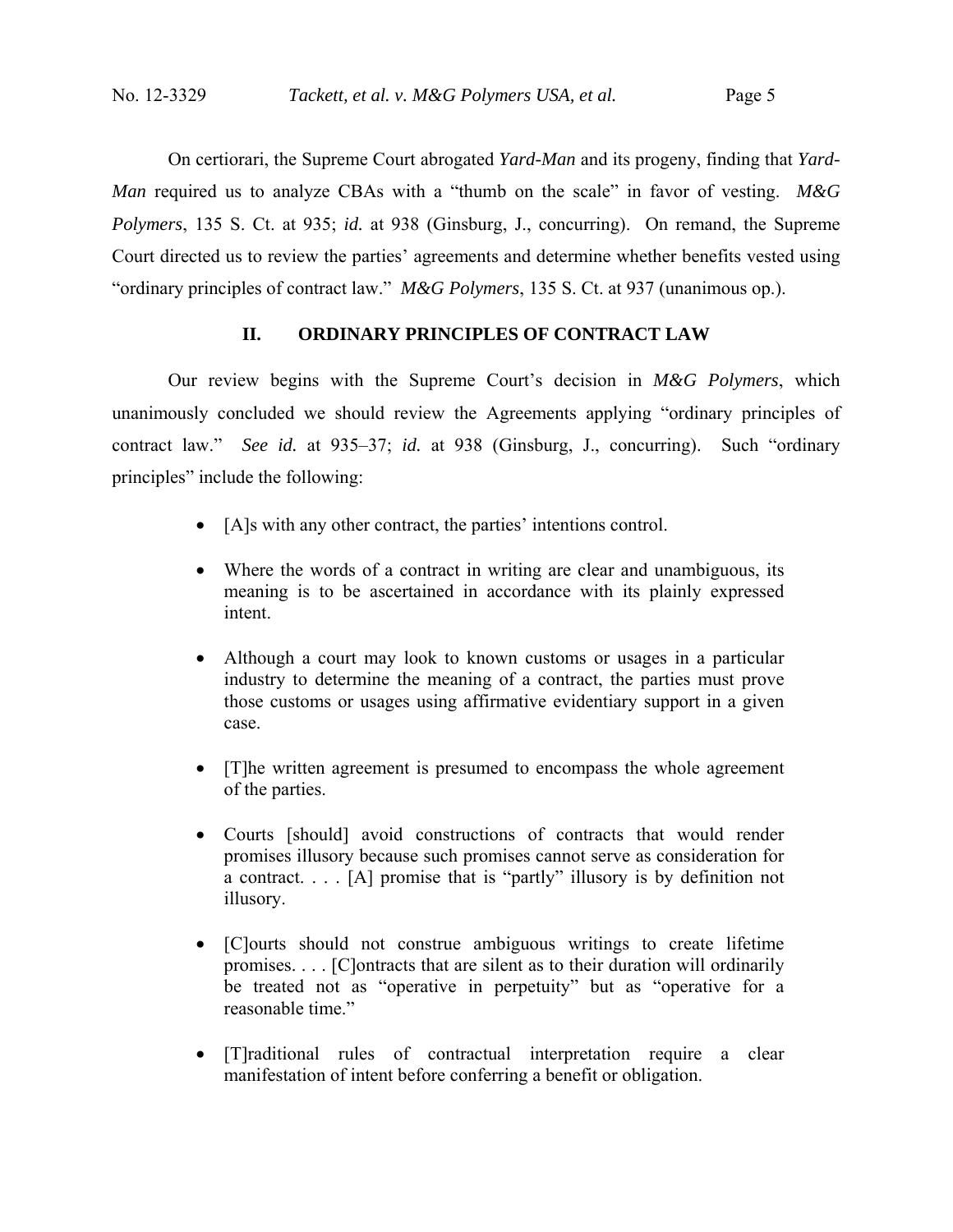On certiorari, the Supreme Court abrogated *Yard-Man* and its progeny, finding that *Yard-Man* required us to analyze CBAs with a "thumb on the scale" in favor of vesting. *M&G Polymers*, 135 S. Ct. at 935; *id.* at 938 (Ginsburg, J., concurring). On remand, the Supreme Court directed us to review the parties' agreements and determine whether benefits vested using "ordinary principles of contract law." *M&G Polymers*, 135 S. Ct. at 937 (unanimous op.).

## II. ORDINARY PRINCIPLES OF CONTRACT LAW

Our review begins with the Supreme Court's decision in *M&G Polymers*, which unanimously concluded we should review the Agreements applying "ordinary principles of contract law." *See id.* at 935–37; *id.* at 938 (Ginsburg, J., concurring). Such "ordinary principles" include the following:

- [A]s with any other contract, the parties' intentions control.
- Where the words of a contract in writing are clear and unambiguous, its meaning is to be ascertained in accordance with its plainly expressed intent.
- Although a court may look to known customs or usages in a particular industry to determine the meaning of a contract, the parties must prove those customs or usages using affirmative evidentiary support in a given case.
- [T]he written agreement is presumed to encompass the whole agreement of the parties.
- Courts [should] avoid constructions of contracts that would render promises illusory because such promises cannot serve as consideration for a contract. . . . [A] promise that is "partly" illusory is by definition not illusory.
- [C]ourts should not construe ambiguous writings to create lifetime promises. . . . [C]ontracts that are silent as to their duration will ordinarily be treated not as "operative in perpetuity" but as "operative for a reasonable time."
- [T]raditional rules of contractual interpretation require a clear manifestation of intent before conferring a benefit or obligation.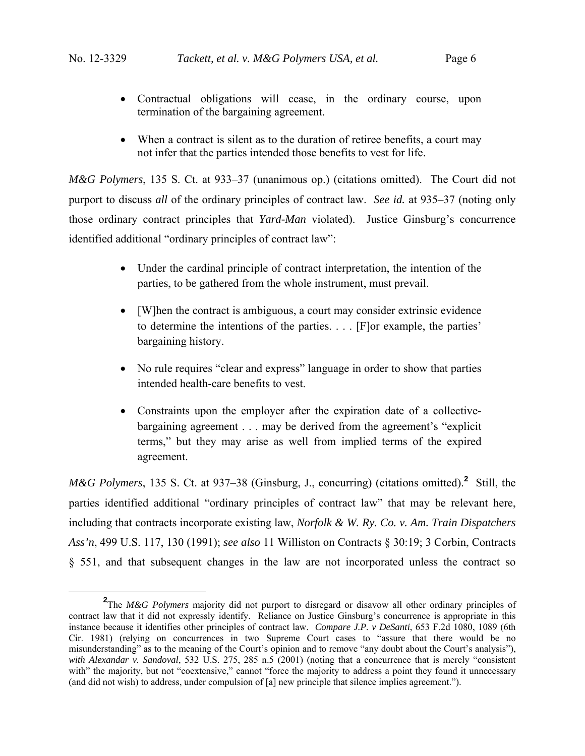- Contractual obligations will cease, in the ordinary course, upon termination of the bargaining agreement.

- When a contract is silent as to the duration of retiree benefits, a court may not infer that the parties intended those benefits to vest for life.

*M&G Polymers*, 135 S. Ct. at 933–37 (unanimous op.) (citations omitted). The Court did not purport to discuss *all* of the ordinary principles of contract law. *See id.* at 935–37 (noting only those ordinary contract principles that *Yard-Man* violated). Justice Ginsburg's concurrence identified additional "ordinary principles of contract law":

- Under the cardinal principle of contract interpretation, the intention of the parties, to be gathered from the whole instrument, must prevail.

- [W]hen the contract is ambiguous, a court may consider extrinsic evidence to determine the intentions of the parties. . . . [F]or example, the parties' bargaining history.

- No rule requires "clear and express" language in order to show that parties intended health-care benefits to vest.

- Constraints upon the employer after the expiration date of a collective-bargaining agreement . . . may be derived from the agreement's "explicit terms," but they may arise as well from implied terms of the expired agreement.

*M&G Polymers*, 135 S. Ct. at 937–38 (Ginsburg, J., concurring) (citations omitted).[2] Still, the parties identified additional "ordinary principles of contract law" that may be relevant here, including that contracts incorporate existing law, *Norfolk & W. Ry. Co. v. Am. Train Dispatchers Ass'n*, 499 U.S. 117, 130 (1991); *see also* 11 Williston on Contracts § 30:19; 3 Corbin, Contracts § 551, and that subsequent changes in the law are not incorporated unless the contract so

---

[2] The *M&G Polymers* majority did not purport to disregard or disavow all other ordinary principles of contract law that it did not expressly identify. Reliance on Justice Ginsburg's concurrence is appropriate in this instance because it identifies other principles of contract law. *Compare J.P. v DeSanti*, 653 F.2d 1080, 1089 (6th Cir. 1981) (relying on concurrences in two Supreme Court cases to "assure that there would be no misunderstanding" as to the meaning of the Court's opinion and to remove "any doubt about the Court's analysis"), *with Alexandar v. Sandoval*, 532 U.S. 275, 285 n.5 (2001) (noting that a concurrence that is merely "consistent with" the majority, but not "coextensive," cannot "force the majority to address a point they found it unnecessary (and did not wish) to address, under compulsion of [a] new principle that silence implies agreement.").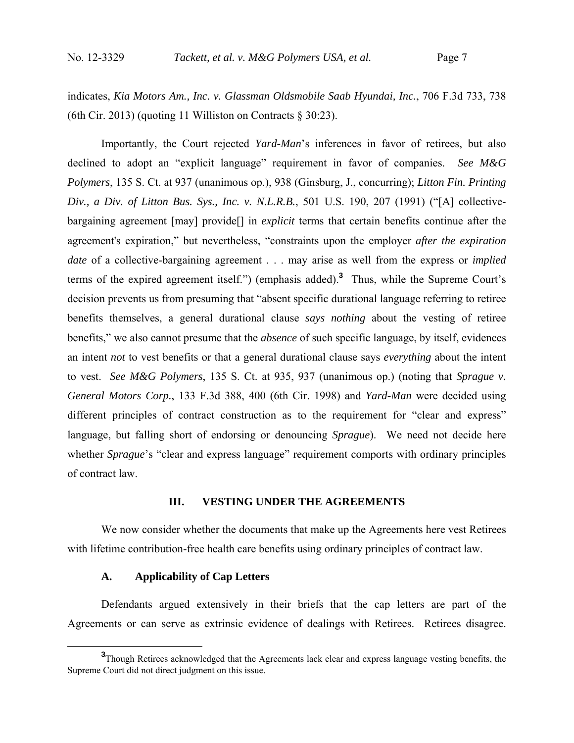indicates, *Kia Motors Am., Inc. v. Glassman Oldsmobile Saab Hyundai, Inc.*, 706 F.3d 733, 738 (6th Cir. 2013) (quoting 11 Williston on Contracts § 30:23).

Importantly, the Court rejected *Yard-Man*'s inferences in favor of retirees, but also declined to adopt an "explicit language" requirement in favor of companies. *See M&G Polymers*, 135 S. Ct. at 937 (unanimous op.), 938 (Ginsburg, J., concurring); *Litton Fin. Printing Div., a Div. of Litton Bus. Sys., Inc. v. N.L.R.B.*, 501 U.S. 190, 207 (1991) ("[A] collective-bargaining agreement [may] provide[] in *explicit* terms that certain benefits continue after the agreement's expiration," but nevertheless, "constraints upon the employer *after the expiration date* of a collective-bargaining agreement . . . may arise as well from the express or *implied* terms of the expired agreement itself.") (emphasis added).[3] Thus, while the Supreme Court's decision prevents us from presuming that "absent specific durational language referring to retiree benefits themselves, a general durational clause *says nothing* about the vesting of retiree benefits," we also cannot presume that the *absence* of such specific language, by itself, evidences an intent *not* to vest benefits or that a general durational clause says *everything* about the intent to vest. *See M&G Polymers*, 135 S. Ct. at 935, 937 (unanimous op.) (noting that *Sprague v. General Motors Corp.*, 133 F.3d 388, 400 (6th Cir. 1998) and *Yard-Man* were decided using different principles of contract construction as to the requirement for "clear and express" language, but falling short of endorsing or denouncing *Sprague*). We need not decide here whether *Sprague*'s "clear and express language" requirement comports with ordinary principles of contract law.

## III. VESTING UNDER THE AGREEMENTS

We now consider whether the documents that make up the Agreements here vest Retirees with lifetime contribution-free health care benefits using ordinary principles of contract law.

### A. Applicability of Cap Letters

Defendants argued extensively in their briefs that the cap letters are part of the Agreements or can serve as extrinsic evidence of dealings with Retirees. Retirees disagree.

[3] Though Retirees acknowledged that the Agreements lack clear and express language vesting benefits, the Supreme Court did not direct judgment on this issue.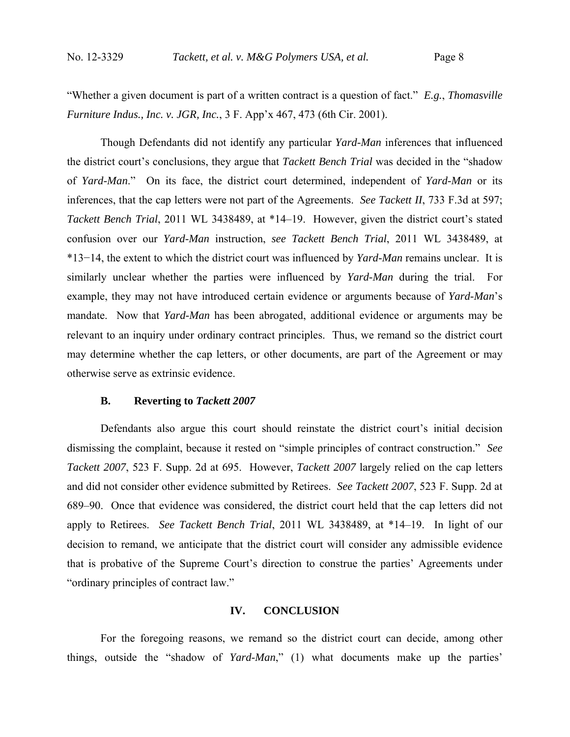"Whether a given document is part of a written contract is a question of fact." *E.g.*, *Thomasville Furniture Indus., Inc. v. JGR, Inc.*, 3 F. App'x 467, 473 (6th Cir. 2001).

Though Defendants did not identify any particular *Yard-Man* inferences that influenced the district court's conclusions, they argue that *Tackett Bench Trial* was decided in the "shadow of *Yard-Man*." On its face, the district court determined, independent of *Yard-Man* or its inferences, that the cap letters were not part of the Agreements. *See Tackett II*, 733 F.3d at 597; *Tackett Bench Trial*, 2011 WL 3438489, at \*14–19. However, given the district court's stated confusion over our *Yard-Man* instruction, *see Tackett Bench Trial*, 2011 WL 3438489, at \*13−14, the extent to which the district court was influenced by *Yard-Man* remains unclear. It is similarly unclear whether the parties were influenced by *Yard-Man* during the trial. For example, they may not have introduced certain evidence or arguments because of *Yard-Man*'s mandate. Now that *Yard-Man* has been abrogated, additional evidence or arguments may be relevant to an inquiry under ordinary contract principles. Thus, we remand so the district court may determine whether the cap letters, or other documents, are part of the Agreement or may otherwise serve as extrinsic evidence.

### B. Reverting to *Tackett 2007*

Defendants also argue this court should reinstate the district court's initial decision dismissing the complaint, because it rested on "simple principles of contract construction." *See Tackett 2007*, 523 F. Supp. 2d at 695. However, *Tackett 2007* largely relied on the cap letters and did not consider other evidence submitted by Retirees. *See Tackett 2007*, 523 F. Supp. 2d at 689–90. Once that evidence was considered, the district court held that the cap letters did not apply to Retirees. *See Tackett Bench Trial*, 2011 WL 3438489, at \*14–19. In light of our decision to remand, we anticipate that the district court will consider any admissible evidence that is probative of the Supreme Court's direction to construe the parties' Agreements under "ordinary principles of contract law."

## IV. CONCLUSION

For the foregoing reasons, we remand so the district court can decide, among other things, outside the "shadow of *Yard-Man*," (1) what documents make up the parties'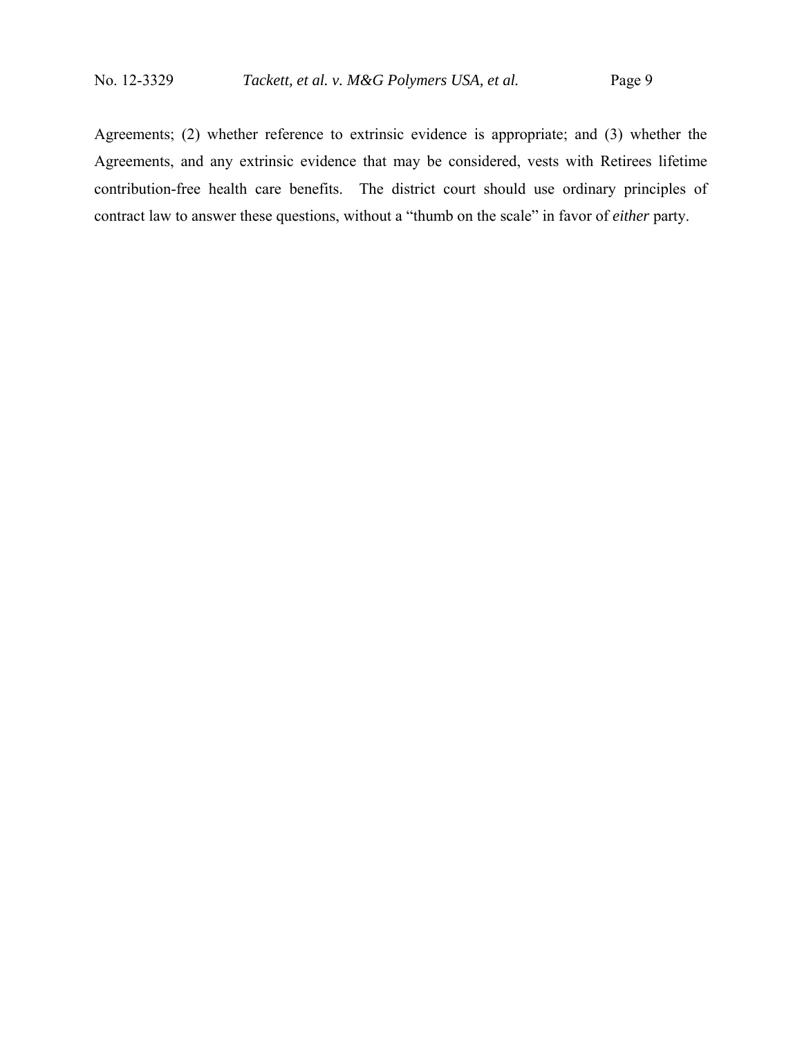Agreements; (2) whether reference to extrinsic evidence is appropriate; and (3) whether the Agreements, and any extrinsic evidence that may be considered, vests with Retirees lifetime contribution-free health care benefits. The district court should use ordinary principles of contract law to answer these questions, without a "thumb on the scale" in favor of *either* party.